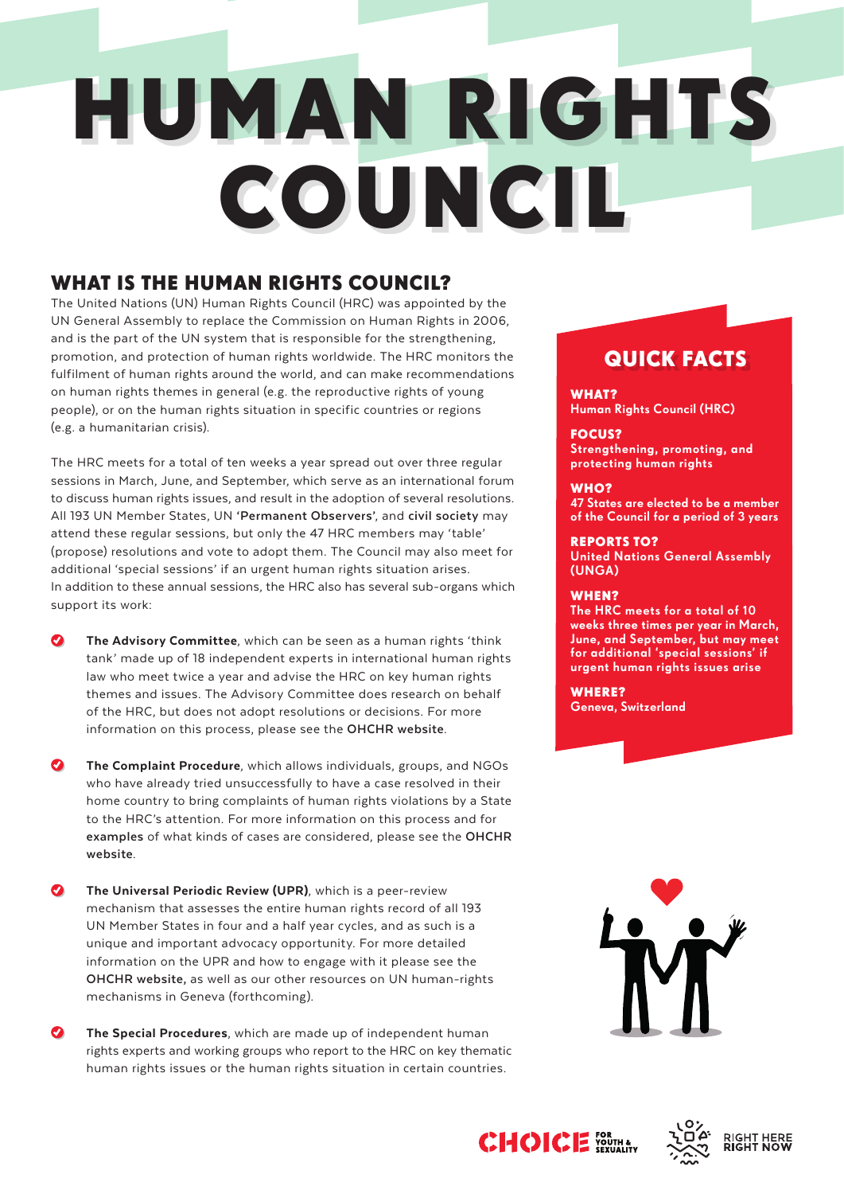# HUMAN RIGHTS COUNCIL

## WHAT IS THE HUMAN RIGHTS COUNCIL?

The United Nations (UN) Human Rights Council (HRC) was appointed by the UN General Assembly to replace the Commission on Human Rights in 2006, and is the part of the UN system that is responsible for the strengthening, promotion, and protection of human rights worldwide. The HRC monitors the fulfilment of human rights around the world, and can make recommendations on human rights themes in general (e.g. the reproductive rights of young people), or on the human rights situation in specific countries or regions (e.g. a humanitarian crisis).

The HRC meets for a total of ten weeks a year spread out over three regular sessions in March, June, and September, which serve as an international forum to discuss human rights issues, and result in the adoption of several resolutions. All 193 UN Member States, UN **'Permanent Observers'**, and **civil society** may attend these regular sessions, but only the 47 HRC members may 'table' (propose) resolutions and vote to adopt them. The Council may also meet for additional 'special sessions' if an urgent human rights situation arises. In addition to these annual sessions, the HRC also has several sub-organs which support its work:

- **The Advisory Committee**, which can be seen as a human rights 'think tank' made up of 18 independent experts in international human rights law who meet twice a year and advise the HRC on key human rights themes and issues. The Advisory Committee does research on behalf of the HRC, but does not adopt resolutions or decisions. For more information on this process, please see the **OHCHR website**.

- **The Complaint Procedure**, which allows individuals, groups, and NGOs who have already tried unsuccessfully to have a case resolved in their home country to bring complaints of human rights violations by a State to the HRC's attention. For more information on this process and for **examples** of what kinds of cases are considered, please see the **OHCHR website**.

- **The Universal Periodic Review (UPR)**, which is a peer-review mechanism that assesses the entire human rights record of all 193 UN Member States in four and a half year cycles, and as such is a unique and important advocacy opportunity. For more detailed information on the UPR and how to engage with it please see the **OHCHR website,** as well as our other resources on UN human-rights mechanisms in Geneva (forthcoming).

- **The Special Procedures**, which are made up of independent human rights experts and working groups who report to the HRC on key thematic human rights issues or the human rights situation in certain countries.

## QUICK FACTS

**WHAT?**
Human Rights Council (HRC)

**FOCUS?**
Strengthening, promoting, and protecting human rights

**WHO?**
47 States are elected to be a member of the Council for a period of 3 years

**REPORTS TO?**
United Nations General Assembly (UNGA)

**WHEN?**
The HRC meets for a total of 10 weeks three times per year in March, June, and September, but may meet for additional 'special sessions' if urgent human rights issues arise

**WHERE?**
Geneva, Switzerland

CHOICE FOR YOUTH & SEXUALITY

RIGHT HERE RIGHT NOW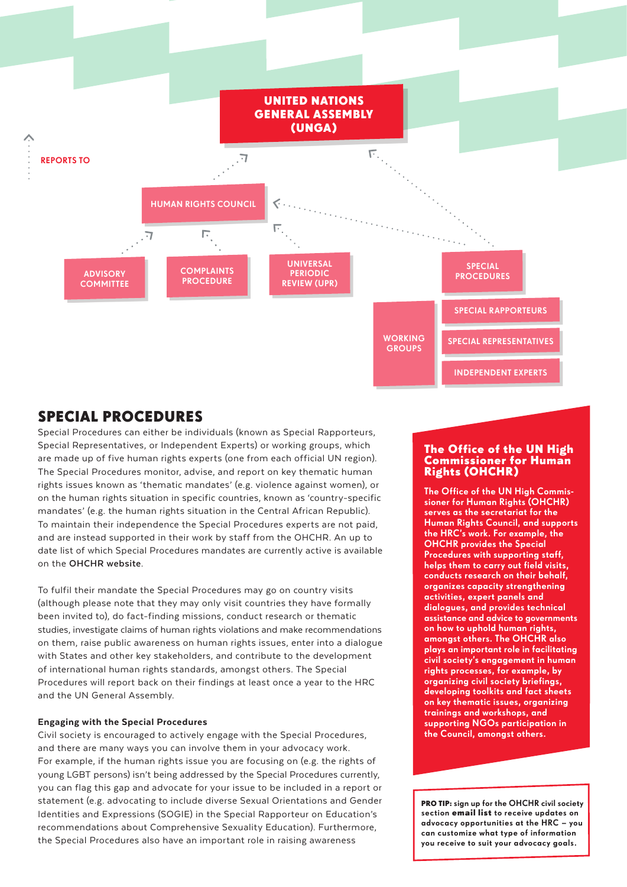UNITED NATIONS GENERAL ASSEMBLY (UNGA)

REPORTS TO

HUMAN RIGHTS COUNCIL

ADVISORY COMMITTEE

COMPLAINTS PROCEDURE

UNIVERSAL PERIODIC REVIEW (UPR)

SPECIAL PROCEDURES

WORKING GROUPS

SPECIAL RAPPORTEURS

SPECIAL REPRESENTATIVES

INDEPENDENT EXPERTS

## SPECIAL PROCEDURES

Special Procedures can either be individuals (known as Special Rapporteurs, Special Representatives, or Independent Experts) or working groups, which are made up of five human rights experts (one from each official UN region). The Special Procedures monitor, advise, and report on key thematic human rights issues known as 'thematic mandates' (e.g. violence against women), or on the human rights situation in specific countries, known as 'country-specific mandates' (e.g. the human rights situation in the Central African Republic). To maintain their independence the Special Procedures experts are not paid, and are instead supported in their work by staff from the OHCHR. An up to date list of which Special Procedures mandates are currently active is available on the **OHCHR website**.

To fulfil their mandate the Special Procedures may go on country visits (although please note that they may only visit countries they have formally been invited to), do fact-finding missions, conduct research or thematic studies, investigate claims of human rights violations and make recommendations on them, raise public awareness on human rights issues, enter into a dialogue with States and other key stakeholders, and contribute to the development of international human rights standards, amongst others. The Special Procedures will report back on their findings at least once a year to the HRC and the UN General Assembly.

### Engaging with the Special Procedures

Civil society is encouraged to actively engage with the Special Procedures, and there are many ways you can involve them in your advocacy work. For example, if the human rights issue you are focusing on (e.g. the rights of young LGBT persons) isn't being addressed by the Special Procedures currently, you can flag this gap and advocate for your issue to be included in a report or statement (e.g. advocating to include diverse Sexual Orientations and Gender Identities and Expressions (SOGIE) in the Special Rapporteur on Education's recommendations about Comprehensive Sexuality Education). Furthermore, the Special Procedures also have an important role in raising awareness

### The Office of the UN High Commissioner for Human Rights (OHCHR)

**The Office of the UN High Commissioner for Human Rights (OHCHR) serves as the secretariat for the Human Rights Council, and supports the HRC's work. For example, the OHCHR provides the Special Procedures with supporting staff, helps them to carry out field visits, conducts research on their behalf, organizes capacity strengthening activities, expert panels and dialogues, and provides technical assistance and advice to governments on how to uphold human rights, amongst others. The OHCHR also plays an important role in facilitating civil society's engagement in human rights processes, for example, by organizing civil society briefings, developing toolkits and fact sheets on key thematic issues, organizing trainings and workshops, and supporting NGOs participation in the Council, amongst others.**

**PRO TIP:** sign up for the OHCHR civil society section **email list** to receive updates on advocacy opportunities at the HRC – you can customize what type of information you receive to suit your advocacy goals.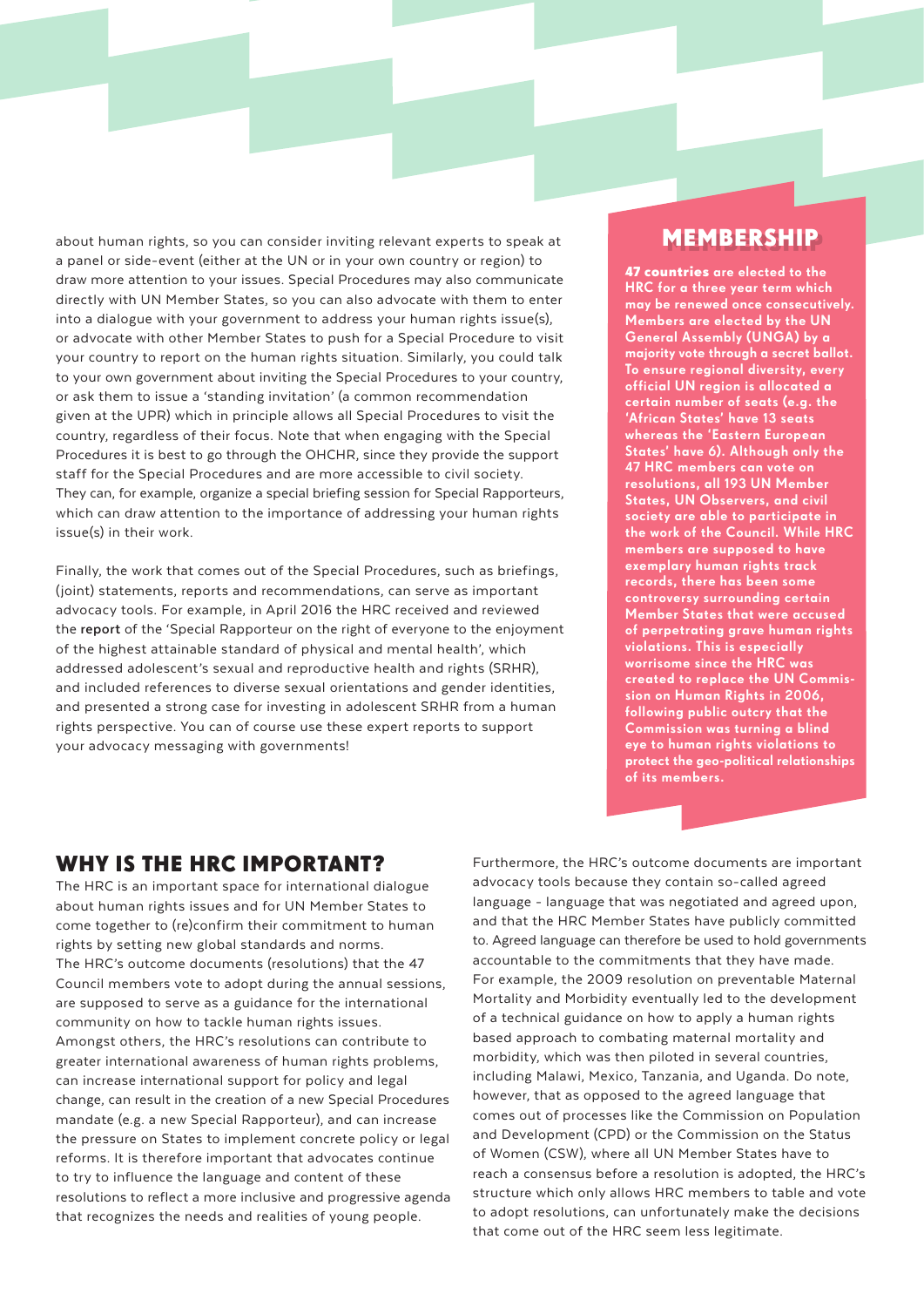about human rights, so you can consider inviting relevant experts to speak at a panel or side-event (either at the UN or in your own country or region) to draw more attention to your issues. Special Procedures may also communicate directly with UN Member States, so you can also advocate with them to enter into a dialogue with your government to address your human rights issue(s), or advocate with other Member States to push for a Special Procedure to visit your country to report on the human rights situation. Similarly, you could talk to your own government about inviting the Special Procedures to your country, or ask them to issue a 'standing invitation' (a common recommendation given at the UPR) which in principle allows all Special Procedures to visit the country, regardless of their focus. Note that when engaging with the Special Procedures it is best to go through the OHCHR, since they provide the support staff for the Special Procedures and are more accessible to civil society. They can, for example, organize a special briefing session for Special Rapporteurs, which can draw attention to the importance of addressing your human rights issue(s) in their work.

Finally, the work that comes out of the Special Procedures, such as briefings, (joint) statements, reports and recommendations, can serve as important advocacy tools. For example, in April 2016 the HRC received and reviewed the **report** of the 'Special Rapporteur on the right of everyone to the enjoyment of the highest attainable standard of physical and mental health', which addressed adolescent's sexual and reproductive health and rights (SRHR), and included references to diverse sexual orientations and gender identities, and presented a strong case for investing in adolescent SRHR from a human rights perspective. You can of course use these expert reports to support your advocacy messaging with governments!

## MEMBERSHIP

**47 countries are elected to the HRC for a three year term which may be renewed once consecutively. Members are elected by the UN General Assembly (UNGA) by a majority vote through a secret ballot. To ensure regional diversity, every official UN region is allocated a certain number of seats (e.g. the 'African States' have 13 seats whereas the 'Eastern European States' have 6). Although only the 47 HRC members can vote on resolutions, all 193 UN Member States, UN Observers, and civil society are able to participate in the work of the Council. While HRC members are supposed to have exemplary human rights track records, there has been some controversy surrounding certain Member States that were accused of perpetrating grave human rights violations. This is especially worrisome since the HRC was created to replace the UN Commission on Human Rights in 2006, following public outcry that the Commission was turning a blind eye to human rights violations to protect the geo-political relationships of its members.**

## WHY IS THE HRC IMPORTANT?

The HRC is an important space for international dialogue about human rights issues and for UN Member States to come together to (re)confirm their commitment to human rights by setting new global standards and norms. The HRC's outcome documents (resolutions) that the 47 Council members vote to adopt during the annual sessions, are supposed to serve as a guidance for the international community on how to tackle human rights issues. Amongst others, the HRC's resolutions can contribute to greater international awareness of human rights problems, can increase international support for policy and legal change, can result in the creation of a new Special Procedures mandate (e.g. a new Special Rapporteur), and can increase the pressure on States to implement concrete policy or legal reforms. It is therefore important that advocates continue to try to influence the language and content of these resolutions to reflect a more inclusive and progressive agenda that recognizes the needs and realities of young people.

Furthermore, the HRC's outcome documents are important advocacy tools because they contain so-called agreed language - language that was negotiated and agreed upon, and that the HRC Member States have publicly committed to. Agreed language can therefore be used to hold governments accountable to the commitments that they have made. For example, the 2009 resolution on preventable Maternal Mortality and Morbidity eventually led to the development of a technical guidance on how to apply a human rights based approach to combating maternal mortality and morbidity, which was then piloted in several countries, including Malawi, Mexico, Tanzania, and Uganda. Do note, however, that as opposed to the agreed language that comes out of processes like the Commission on Population and Development (CPD) or the Commission on the Status of Women (CSW), where all UN Member States have to reach a consensus before a resolution is adopted, the HRC's structure which only allows HRC members to table and vote to adopt resolutions, can unfortunately make the decisions that come out of the HRC seem less legitimate.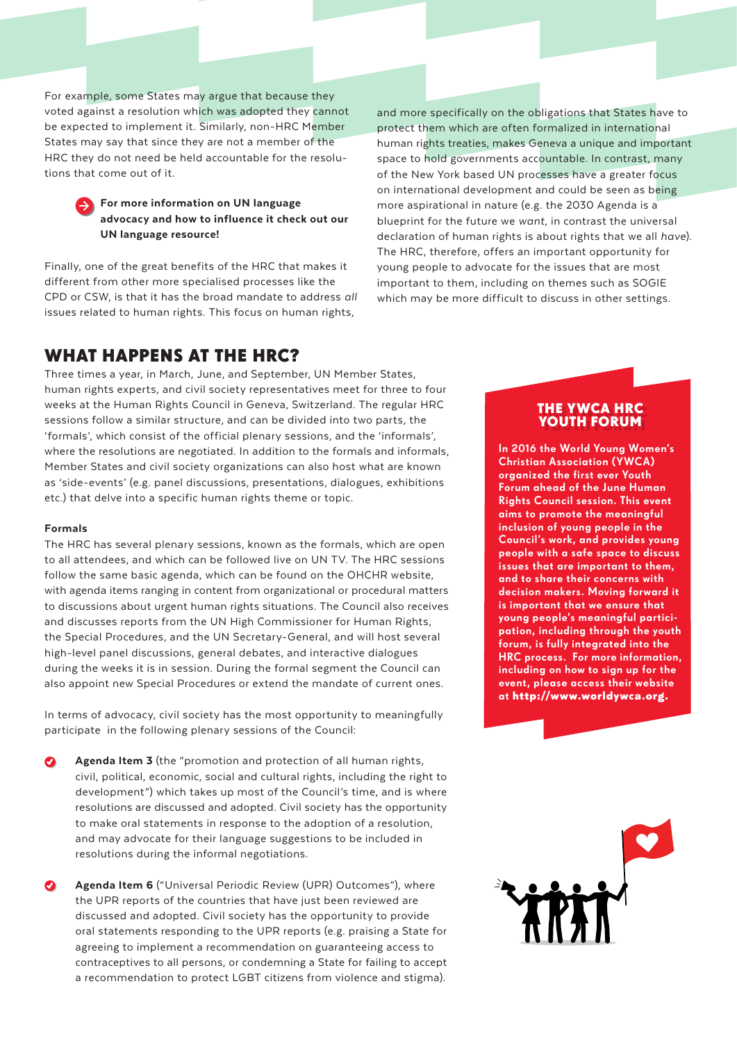For example, some States may argue that because they voted against a resolution which was adopted they cannot be expected to implement it. Similarly, non-HRC Member States may say that since they are not a member of the HRC they do not need be held accountable for the resolutions that come out of it.

**For more information on UN language advocacy and how to influence it check out our UN language resource!**

Finally, one of the great benefits of the HRC that makes it different from other more specialised processes like the CPD or CSW, is that it has the broad mandate to address *all* issues related to human rights. This focus on human rights, and more specifically on the obligations that States have to protect them which are often formalized in international human rights treaties, makes Geneva a unique and important space to hold governments accountable. In contrast, many of the New York based UN processes have a greater focus on international development and could be seen as being more aspirational in nature (e.g. the 2030 Agenda is a blueprint for the future we *want*, in contrast the universal declaration of human rights is about rights that we all *have*). The HRC, therefore, offers an important opportunity for young people to advocate for the issues that are most important to them, including on themes such as SOGIE which may be more difficult to discuss in other settings.

## WHAT HAPPENS AT THE HRC?

Three times a year, in March, June, and September, UN Member States, human rights experts, and civil society representatives meet for three to four weeks at the Human Rights Council in Geneva, Switzerland. The regular HRC sessions follow a similar structure, and can be divided into two parts, the 'formals', which consist of the official plenary sessions, and the 'informals', where the resolutions are negotiated. In addition to the formals and informals, Member States and civil society organizations can also host what are known as 'side-events' (e.g. panel discussions, presentations, dialogues, exhibitions etc.) that delve into a specific human rights theme or topic.

### Formals

The HRC has several plenary sessions, known as the formals, which are open to all attendees, and which can be followed live on UN TV. The HRC sessions follow the same basic agenda, which can be found on the OHCHR website, with agenda items ranging in content from organizational or procedural matters to discussions about urgent human rights situations. The Council also receives and discusses reports from the UN High Commissioner for Human Rights, the Special Procedures, and the UN Secretary-General, and will host several high-level panel discussions, general debates, and interactive dialogues during the weeks it is in session. During the formal segment the Council can also appoint new Special Procedures or extend the mandate of current ones.

In terms of advocacy, civil society has the most opportunity to meaningfully participate in the following plenary sessions of the Council:

- **Agenda Item 3** (the "promotion and protection of all human rights, civil, political, economic, social and cultural rights, including the right to development") which takes up most of the Council's time, and is where resolutions are discussed and adopted. Civil society has the opportunity to make oral statements in response to the adoption of a resolution, and may advocate for their language suggestions to be included in resolutions during the informal negotiations.

- **Agenda Item 6** ("Universal Periodic Review (UPR) Outcomes"), where the UPR reports of the countries that have just been reviewed are discussed and adopted. Civil society has the opportunity to provide oral statements responding to the UPR reports (e.g. praising a State for agreeing to implement a recommendation on guaranteeing access to contraceptives to all persons, or condemning a State for failing to accept a recommendation to protect LGBT citizens from violence and stigma).

### THE YWCA HRC YOUTH FORUM

**In 2016 the World Young Women's Christian Association (YWCA) organized the first ever Youth Forum ahead of the June Human Rights Council session. This event aims to promote the meaningful inclusion of young people in the Council's work, and provides young people with a safe space to discuss issues that are important to them, and to share their concerns with decision makers. Moving forward it is important that we ensure that young people's meaningful participation, including through the youth forum, is fully integrated into the HRC process. For more information, including on how to sign up for the event, please access their website at http://www.worldywca.org.**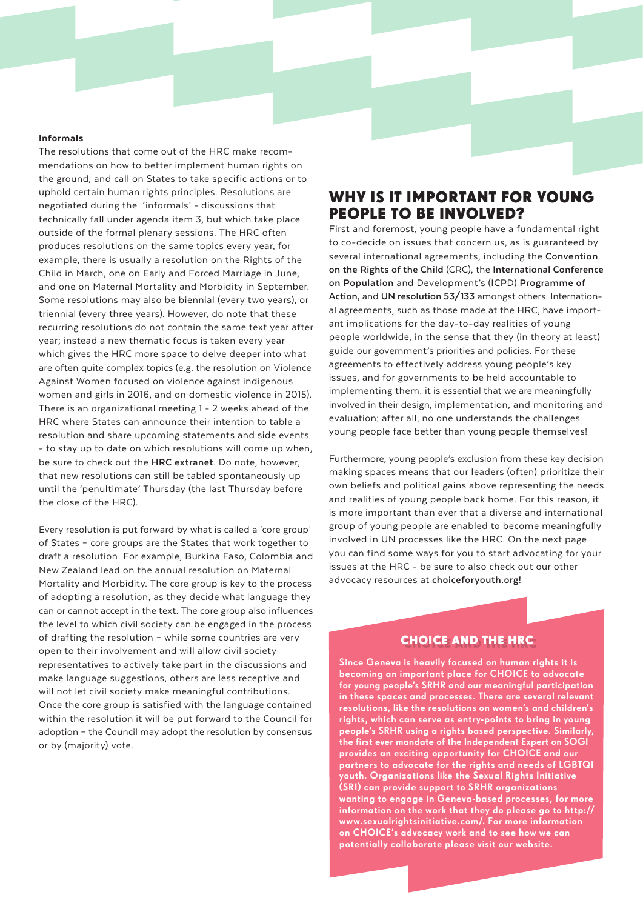### Informals

The resolutions that come out of the HRC make recommendations on how to better implement human rights on the ground, and call on States to take specific actions or to uphold certain human rights principles. Resolutions are negotiated during the 'informals' - discussions that technically fall under agenda item 3, but which take place outside of the formal plenary sessions. The HRC often produces resolutions on the same topics every year, for example, there is usually a resolution on the Rights of the Child in March, one on Early and Forced Marriage in June, and one on Maternal Mortality and Morbidity in September. Some resolutions may also be biennial (every two years), or triennial (every three years). However, do note that these recurring resolutions do not contain the same text year after year; instead a new thematic focus is taken every year which gives the HRC more space to delve deeper into what are often quite complex topics (e.g. the resolution on Violence Against Women focused on violence against indigenous women and girls in 2016, and on domestic violence in 2015). There is an organizational meeting 1 - 2 weeks ahead of the HRC where States can announce their intention to table a resolution and share upcoming statements and side events - to stay up to date on which resolutions will come up when, be sure to check out the **HRC extranet**. Do note, however, that new resolutions can still be tabled spontaneously up until the 'penultimate' Thursday (the last Thursday before the close of the HRC).

Every resolution is put forward by what is called a 'core group' of States – core groups are the States that work together to draft a resolution. For example, Burkina Faso, Colombia and New Zealand lead on the annual resolution on Maternal Mortality and Morbidity. The core group is key to the process of adopting a resolution, as they decide what language they can or cannot accept in the text. The core group also influences the level to which civil society can be engaged in the process of drafting the resolution – while some countries are very open to their involvement and will allow civil society representatives to actively take part in the discussions and make language suggestions, others are less receptive and will not let civil society make meaningful contributions. Once the core group is satisfied with the language contained within the resolution it will be put forward to the Council for adoption – the Council may adopt the resolution by consensus or by (majority) vote.

## WHY IS IT IMPORTANT FOR YOUNG PEOPLE TO BE INVOLVED?

First and foremost, young people have a fundamental right to co-decide on issues that concern us, as is guaranteed by several international agreements, including the **Convention on the Rights of the Child** (CRC), the **International Conference on Population** and Development's (ICPD) **Programme of Action,** and **UN resolution 53/133** amongst others. International agreements, such as those made at the HRC, have important implications for the day-to-day realities of young people worldwide, in the sense that they (in theory at least) guide our government's priorities and policies. For these agreements to effectively address young people's key issues, and for governments to be held accountable to implementing them, it is essential that we are meaningfully involved in their design, implementation, and monitoring and evaluation; after all, no one understands the challenges young people face better than young people themselves!

Furthermore, young people's exclusion from these key decision making spaces means that our leaders (often) prioritize their own beliefs and political gains above representing the needs and realities of young people back home. For this reason, it is more important than ever that a diverse and international group of young people are enabled to become meaningfully involved in UN processes like the HRC. On the next page you can find some ways for you to start advocating for your issues at the HRC - be sure to also check out our other advocacy resources at **choiceforyouth.org!**

### CHOICE AND THE HRC

**Since Geneva is heavily focused on human rights it is becoming an important place for CHOICE to advocate for young people's SRHR and our meaningful participation in these spaces and processes. There are several relevant resolutions, like the resolutions on women's and children's rights, which can serve as entry-points to bring in young people's SRHR using a rights based perspective. Similarly, the first ever mandate of the Independent Expert on SOGI provides an exciting opportunity for CHOICE and our partners to advocate for the rights and needs of LGBTQI youth. Organizations like the Sexual Rights Initiative (SRI) can provide support to SRHR organizations wanting to engage in Geneva-based processes, for more information on the work that they do please go to http://www.sexualrightsinitiative.com/. For more information on CHOICE's advocacy work and to see how we can potentially collaborate please visit our website.**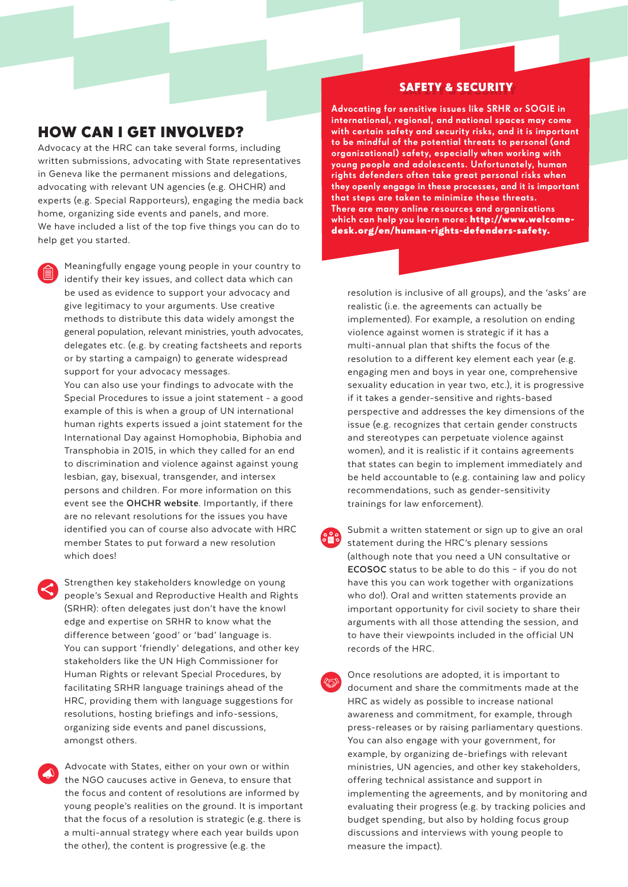## HOW CAN I GET INVOLVED?

Advocacy at the HRC can take several forms, including written submissions, advocating with State representatives in Geneva like the permanent missions and delegations, advocating with relevant UN agencies (e.g. OHCHR) and experts (e.g. Special Rapporteurs), engaging the media back home, organizing side events and panels, and more. We have included a list of the top five things you can do to help get you started.

- Meaningfully engage young people in your country to identify their key issues, and collect data which can be used as evidence to support your advocacy and give legitimacy to your arguments. Use creative methods to distribute this data widely amongst the general population, relevant ministries, youth advocates, delegates etc. (e.g. by creating factsheets and reports or by starting a campaign) to generate widespread support for your advocacy messages.

  You can also use your findings to advocate with the Special Procedures to issue a joint statement - a good example of this is when a group of UN international human rights experts issued a joint statement for the International Day against Homophobia, Biphobia and Transphobia in 2015, in which they called for an end to discrimination and violence against against young lesbian, gay, bisexual, transgender, and intersex persons and children. For more information on this event see the **OHCHR website**. Importantly, if there are no relevant resolutions for the issues you have identified you can of course also advocate with HRC member States to put forward a new resolution which does!

- Strengthen key stakeholders knowledge on young people's Sexual and Reproductive Health and Rights (SRHR): often delegates just don't have the knowl edge and expertise on SRHR to know what the difference between 'good' or 'bad' language is. You can support 'friendly' delegations, and other key stakeholders like the UN High Commissioner for Human Rights or relevant Special Procedures, by facilitating SRHR language trainings ahead of the HRC, providing them with language suggestions for resolutions, hosting briefings and info-sessions, organizing side events and panel discussions, amongst others.

- Advocate with States, either on your own or within the NGO caucuses active in Geneva, to ensure that the focus and content of resolutions are informed by young people's realities on the ground. It is important that the focus of a resolution is strategic (e.g. there is a multi-annual strategy where each year builds upon the other), the content is progressive (e.g. the resolution is inclusive of all groups), and the 'asks' are realistic (i.e. the agreements can actually be implemented). For example, a resolution on ending violence against women is strategic if it has a multi-annual plan that shifts the focus of the resolution to a different key element each year (e.g. engaging men and boys in year one, comprehensive sexuality education in year two, etc.), it is progressive if it takes a gender-sensitive and rights-based perspective and addresses the key dimensions of the issue (e.g. recognizes that certain gender constructs and stereotypes can perpetuate violence against women), and it is realistic if it contains agreements that states can begin to implement immediately and be held accountable to (e.g. containing law and policy recommendations, such as gender-sensitivity trainings for law enforcement).

- Submit a written statement or sign up to give an oral statement during the HRC's plenary sessions (although note that you need a UN consultative or **ECOSOC** status to be able to do this – if you do not have this you can work together with organizations who do!). Oral and written statements provide an important opportunity for civil society to share their arguments with all those attending the session, and to have their viewpoints included in the official UN records of the HRC.

- Once resolutions are adopted, it is important to document and share the commitments made at the HRC as widely as possible to increase national awareness and commitment, for example, through press-releases or by raising parliamentary questions. You can also engage with your government, for example, by organizing de-briefings with relevant ministries, UN agencies, and other key stakeholders, offering technical assistance and support in implementing the agreements, and by monitoring and evaluating their progress (e.g. by tracking policies and budget spending, but also by holding focus group discussions and interviews with young people to measure the impact).

### SAFETY & SECURITY

**Advocating for sensitive issues like SRHR or SOGIE in international, regional, and national spaces may come with certain safety and security risks, and it is important to be mindful of the potential threats to personal (and organizational) safety, especially when working with young people and adolescents. Unfortunately, human rights defenders often take great personal risks when they openly engage in these processes, and it is important that steps are taken to minimize these threats. There are many online resources and organizations which can help you learn more: http://www.welcome-desk.org/en/human-rights-defenders-safety.**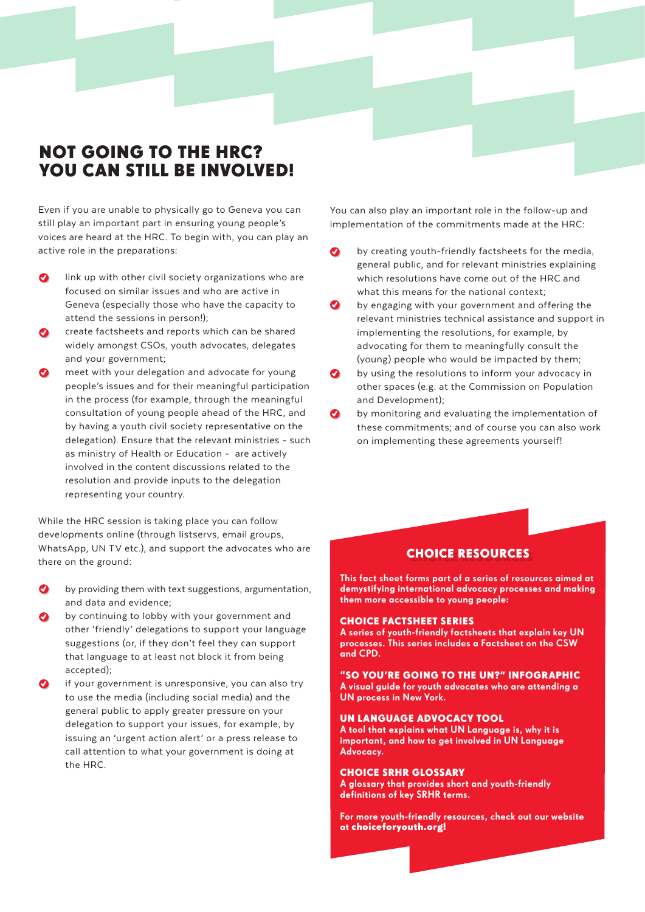## NOT GOING TO THE HRC? YOU CAN STILL BE INVOLVED!

Even if you are unable to physically go to Geneva you can still play an important part in ensuring young people's voices are heard at the HRC. To begin with, you can play an active role in the preparations:

- link up with other civil society organizations who are focused on similar issues and who are active in Geneva (especially those who have the capacity to attend the sessions in person!);
- create factsheets and reports which can be shared widely amongst CSOs, youth advocates, delegates and your government;
- meet with your delegation and advocate for young people's issues and for their meaningful participation in the process (for example, through the meaningful consultation of young people ahead of the HRC, and by having a youth civil society representative on the delegation). Ensure that the relevant ministries - such as ministry of Health or Education - are actively involved in the content discussions related to the resolution and provide inputs to the delegation representing your country.

While the HRC session is taking place you can follow developments online (through listservs, email groups, WhatsApp, UN TV etc.), and support the advocates who are there on the ground:

- by providing them with text suggestions, argumentation, and data and evidence;
- by continuing to lobby with your government and other 'friendly' delegations to support your language suggestions (or, if they don't feel they can support that language to at least not block it from being accepted);
- if your government is unresponsive, you can also try to use the media (including social media) and the general public to apply greater pressure on your delegation to support your issues, for example, by issuing an 'urgent action alert' or a press release to call attention to what your government is doing at the HRC.

You can also play an important role in the follow-up and implementation of the commitments made at the HRC:

- by creating youth-friendly factsheets for the media, general public, and for relevant ministries explaining which resolutions have come out of the HRC and what this means for the national context;
- by engaging with your government and offering the relevant ministries technical assistance and support in implementing the resolutions, for example, by advocating for them to meaningfully consult the (young) people who would be impacted by them;
- by using the resolutions to inform your advocacy in other spaces (e.g. at the Commission on Population and Development);
- by monitoring and evaluating the implementation of these commitments; and of course you can also work on implementing these agreements yourself!

### CHOICE RESOURCES

**This fact sheet forms part of a series of resources aimed at demystifying international advocacy processes and making them more accessible to young people:**

**CHOICE FACTSHEET SERIES**
**A series of youth-friendly factsheets that explain key UN processes. This series includes a Factsheet on the CSW and CPD.**

**"SO YOU'RE GOING TO THE UN?" INFOGRAPHIC**
**A visual guide for youth advocates who are attending a UN process in New York.**

**UN LANGUAGE ADVOCACY TOOL**
**A tool that explains what UN Language is, why it is important, and how to get involved in UN Language Advocacy.**

**CHOICE SRHR GLOSSARY**
**A glossary that provides short and youth-friendly definitions of key SRHR terms.**

**For more youth-friendly resources, check out our website at choiceforyouth.org!**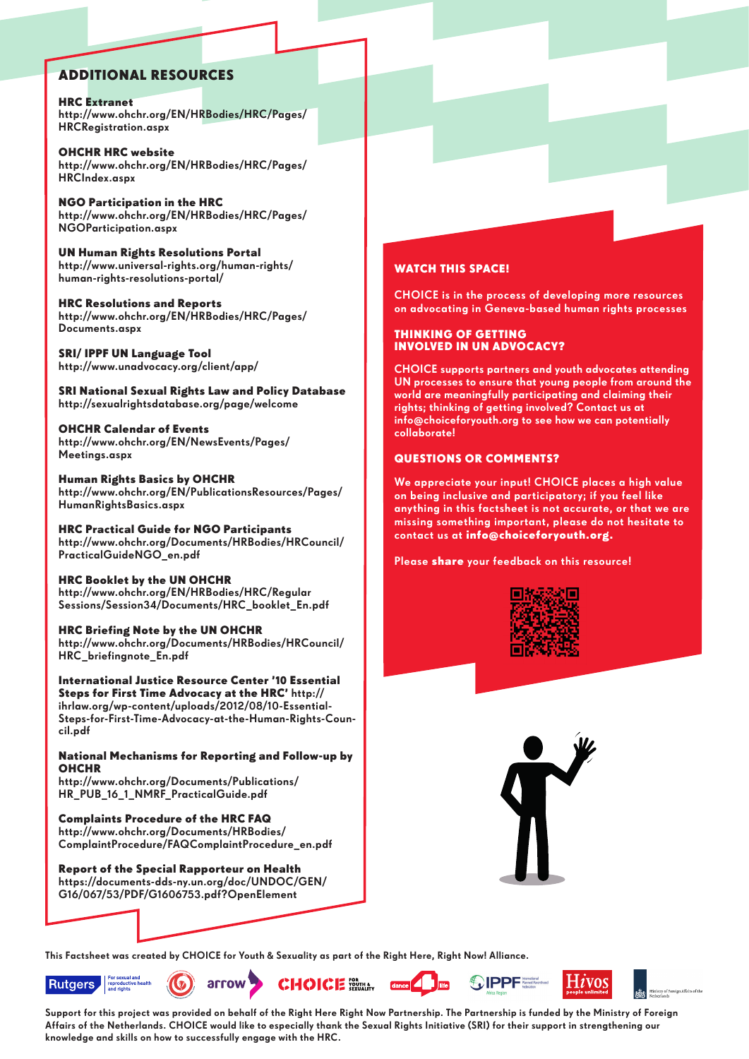## ADDITIONAL RESOURCES

**HRC Extranet**
http://www.ohchr.org/EN/HRBodies/HRC/Pages/HRCRegistration.aspx

**OHCHR HRC website**
http://www.ohchr.org/EN/HRBodies/HRC/Pages/HRCIndex.aspx

**NGO Participation in the HRC**
http://www.ohchr.org/EN/HRBodies/HRC/Pages/NGOParticipation.aspx

**UN Human Rights Resolutions Portal**
http://www.universal-rights.org/human-rights/human-rights-resolutions-portal/

**HRC Resolutions and Reports**
http://www.ohchr.org/EN/HRBodies/HRC/Pages/Documents.aspx

**SRI/ IPPF UN Language Tool**
http://www.unadvocacy.org/client/app/

**SRI National Sexual Rights Law and Policy Database**
http://sexualrightsdatabase.org/page/welcome

**OHCHR Calendar of Events**
http://www.ohchr.org/EN/NewsEvents/Pages/Meetings.aspx

**Human Rights Basics by OHCHR**
http://www.ohchr.org/EN/PublicationsResources/Pages/HumanRightsBasics.aspx

**HRC Practical Guide for NGO Participants**
http://www.ohchr.org/Documents/HRBodies/HRCouncil/PracticalGuideNGO_en.pdf

**HRC Booklet by the UN OHCHR**
http://www.ohchr.org/EN/HRBodies/HRC/RegularSessions/Session34/Documents/HRC_booklet_En.pdf

**HRC Briefing Note by the UN OHCHR**
http://www.ohchr.org/Documents/HRBodies/HRCouncil/HRC_briefingnote_En.pdf

**International Justice Resource Center '10 Essential Steps for First Time Advocacy at the HRC'** http://ihrlaw.org/wp-content/uploads/2012/08/10-Essential-Steps-for-First-Time-Advocacy-at-the-Human-Rights-Council.pdf

**National Mechanisms for Reporting and Follow-up by OHCHR**
http://www.ohchr.org/Documents/Publications/HR_PUB_16_1_NMRF_PracticalGuide.pdf

**Complaints Procedure of the HRC FAQ**
http://www.ohchr.org/Documents/HRBodies/ComplaintProcedure/FAQComplaintProcedure_en.pdf

**Report of the Special Rapporteur on Health**
https://documents-dds-ny.un.org/doc/UNDOC/GEN/G16/067/53/PDF/G1606753.pdf?OpenElement

### WATCH THIS SPACE!

CHOICE is in the process of developing more resources on advocating in Geneva-based human rights processes

### THINKING OF GETTING INVOLVED IN UN ADVOCACY?

CHOICE supports partners and youth advocates attending UN processes to ensure that young people from around the world are meaningfully participating and claiming their rights; thinking of getting involved? Contact us at info@choiceforyouth.org to see how we can potentially collaborate!

### QUESTIONS OR COMMENTS?

We appreciate your input! CHOICE places a high value on being inclusive and participatory; if you feel like anything in this factsheet is not accurate, or that we are missing something important, please do not hesitate to contact us at **info@choiceforyouth.org.**

Please **share** your feedback on this resource!

This Factsheet was created by CHOICE for Youth & Sexuality as part of the Right Here, Right Now! Alliance.

Support for this project was provided on behalf of the Right Here Right Now Partnership. The Partnership is funded by the Ministry of Foreign Affairs of the Netherlands. CHOICE would like to especially thank the Sexual Rights Initiative (SRI) for their support in strengthening our knowledge and skills on how to successfully engage with the HRC.